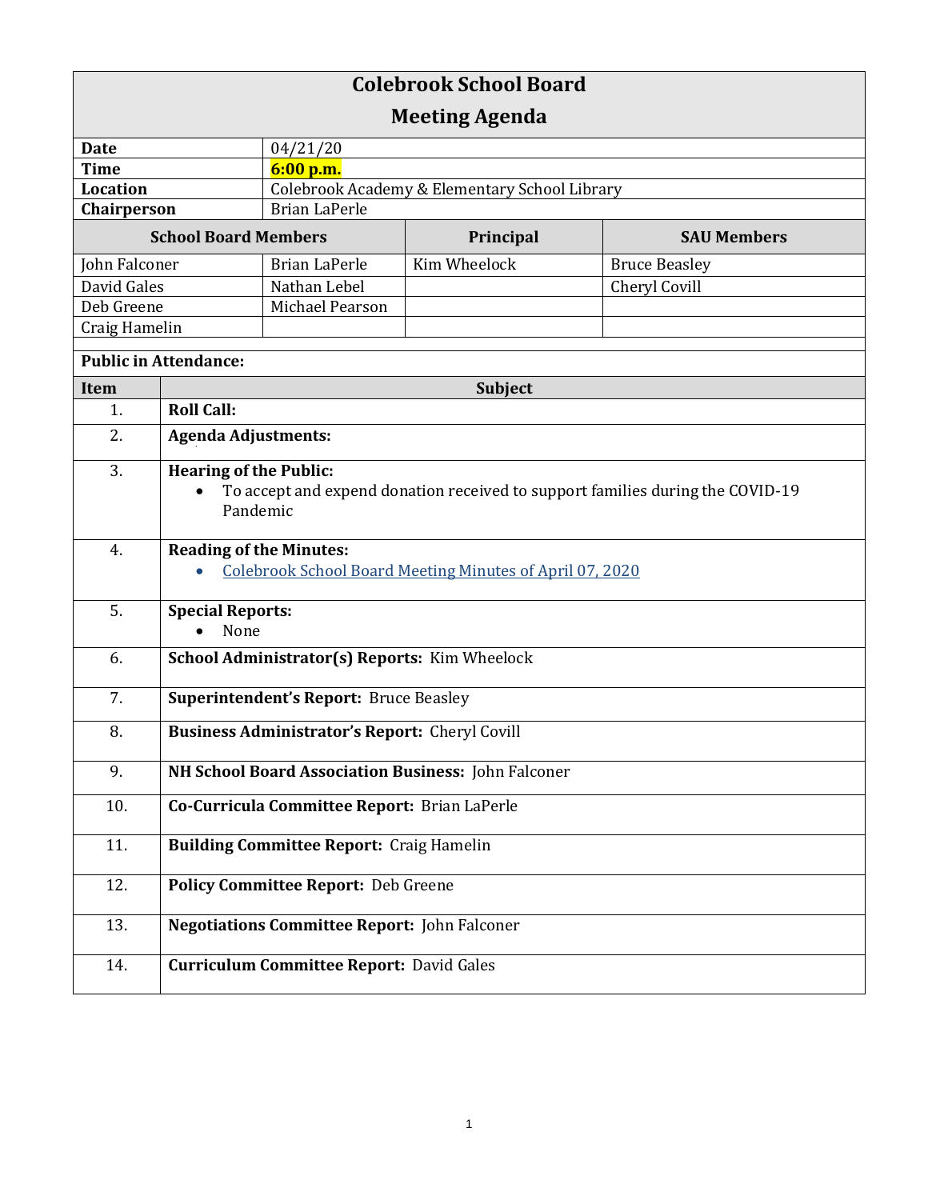# Colebrook School Board

## Meeting Agenda

| | |
|---|---|
| **Date** | 04/21/20 |
| **Time** | **6:00 p.m.** |
| **Location** | Colebrook Academy & Elementary School Library |
| **Chairperson** | Brian LaPerle |

| **School Board Members** | | **Principal** | **SAU Members** |
|---|---|---|---|
| John Falconer | Brian LaPerle | Kim Wheelock | Bruce Beasley |
| David Gales | Nathan Lebel | | Cheryl Covill |
| Deb Greene | Michael Pearson | | |
| Craig Hamelin | | | |

**Public in Attendance:**

| **Item** | **Subject** |
|---|---|
| 1. | **Roll Call:** |
| 2. | **Agenda Adjustments:** |
| 3. | **Hearing of the Public:**<br>• To accept and expend donation received to support families during the COVID-19 Pandemic |
| 4. | **Reading of the Minutes:**<br>• Colebrook School Board Meeting Minutes of April 07, 2020 |
| 5. | **Special Reports:**<br>• None |
| 6. | **School Administrator(s) Reports:** Kim Wheelock |
| 7. | **Superintendent's Report:** Bruce Beasley |
| 8. | **Business Administrator's Report:** Cheryl Covill |
| 9. | **NH School Board Association Business:** John Falconer |
| 10. | **Co-Curricula Committee Report:** Brian LaPerle |
| 11. | **Building Committee Report:** Craig Hamelin |
| 12. | **Policy Committee Report:** Deb Greene |
| 13. | **Negotiations Committee Report:** John Falconer |
| 14. | **Curriculum Committee Report:** David Gales |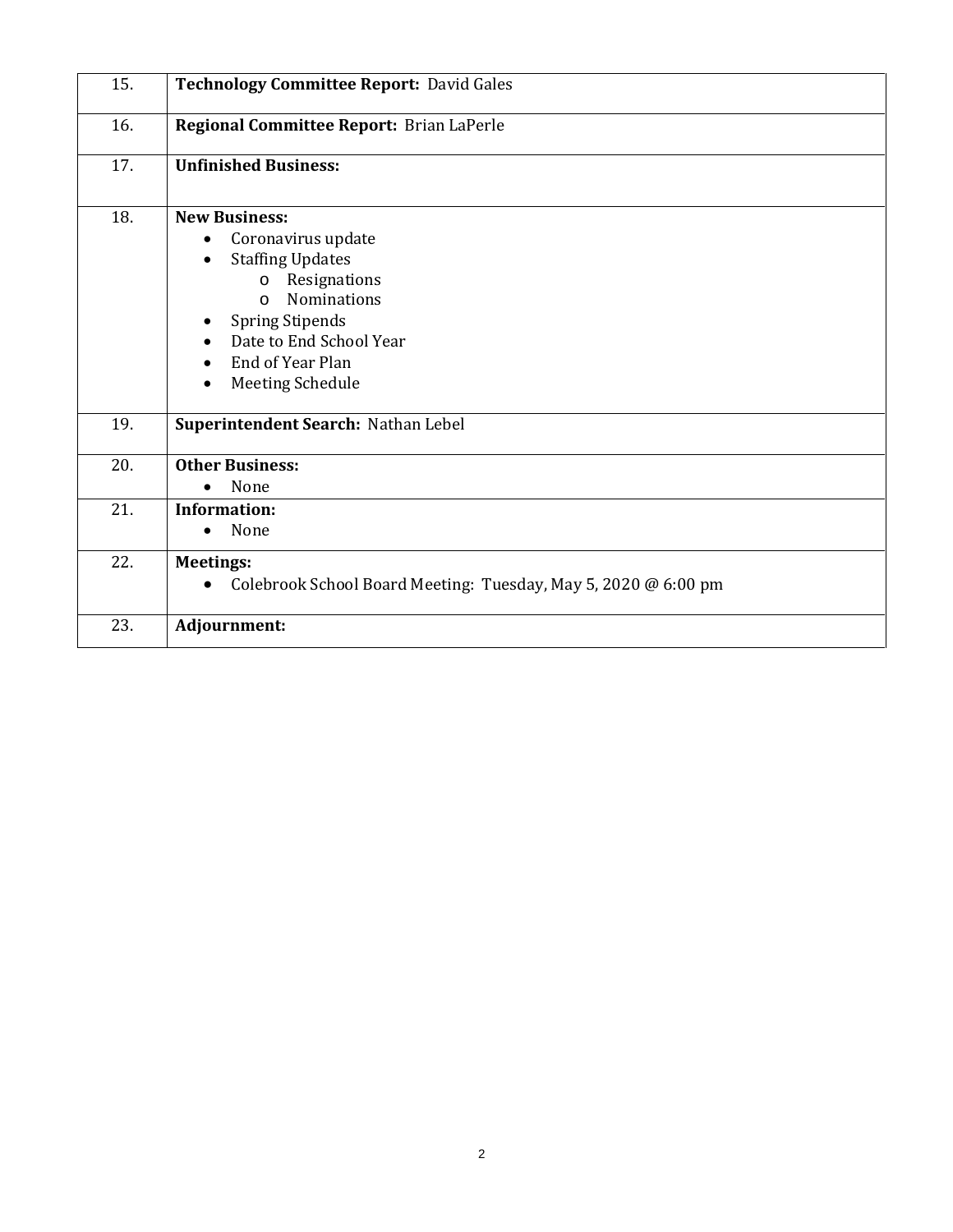| | |
|---|---|
| 15. | **Technology Committee Report:** David Gales |
| 16. | **Regional Committee Report:** Brian LaPerle |
| 17. | **Unfinished Business:** |
| 18. | **New Business:**<br>• Coronavirus update<br>• Staffing Updates<br>  o Resignations<br>  o Nominations<br>• Spring Stipends<br>• Date to End School Year<br>• End of Year Plan<br>• Meeting Schedule |
| 19. | **Superintendent Search:** Nathan Lebel |
| 20. | **Other Business:**<br>• None |
| 21. | **Information:**<br>• None |
| 22. | **Meetings:**<br>• Colebrook School Board Meeting: Tuesday, May 5, 2020 @ 6:00 pm |
| 23. | **Adjournment:** |